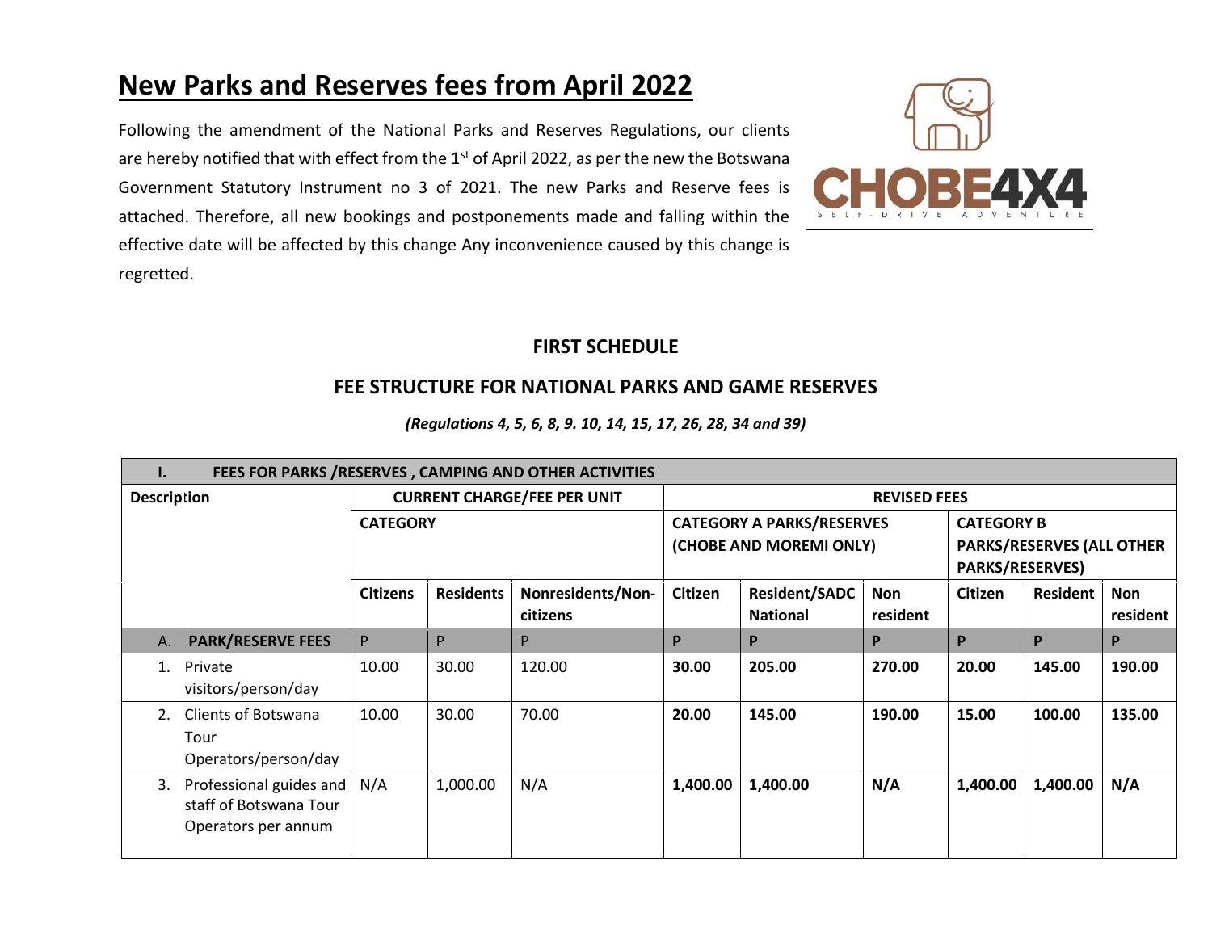# New Parks and Reserves fees from April 2022

Following the amendment of the National Parks and Reserves Regulations, our clients are hereby notified that with effect from the 1st of April 2022, as per the new the Botswana Government Statutory Instrument no 3 of 2021. The new Parks and Reserve fees is attached. Therefore, all new bookings and postponements made and falling within the effective date will be affected by this change Any inconvenience caused by this change is regretted.

CHOBE4X4
SELF-DRIVE ADVENTURE

## FIRST SCHEDULE

## FEE STRUCTURE FOR NATIONAL PARKS AND GAME RESERVES

*(Regulations 4, 5, 6, 8, 9. 10, 14, 15, 17, 26, 28, 34 and 39)*

| **I. FEES FOR PARKS /RESERVES , CAMPING AND OTHER ACTIVITIES** | | | | | | | | | |
|---|---|---|---|---|---|---|---|---|---|
| **Description** | **CURRENT CHARGE/FEE PER UNIT** | | | **REVISED FEES** | | | | | |
| | **CATEGORY** | | | **CATEGORY A PARKS/RESERVES (CHOBE AND MOREMI ONLY)** | | | **CATEGORY B PARKS/RESERVES (ALL OTHER PARKS/RESERVES)** | | |
| | **Citizens** | **Residents** | **Nonresidents/Non-citizens** | **Citizen** | **Resident/SADC National** | **Non resident** | **Citizen** | **Resident** | **Non resident** |
| **A. PARK/RESERVE FEES** | P | P | P | **P** | **P** | **P** | **P** | **P** | **P** |
| 1. Private visitors/person/day | 10.00 | 30.00 | 120.00 | **30.00** | **205.00** | **270.00** | **20.00** | **145.00** | **190.00** |
| 2. Clients of Botswana Tour Operators/person/day | 10.00 | 30.00 | 70.00 | **20.00** | **145.00** | **190.00** | **15.00** | **100.00** | **135.00** |
| 3. Professional guides and staff of Botswana Tour Operators per annum | N/A | 1,000.00 | N/A | **1,400.00** | **1,400.00** | **N/A** | **1,400.00** | **1,400.00** | **N/A** |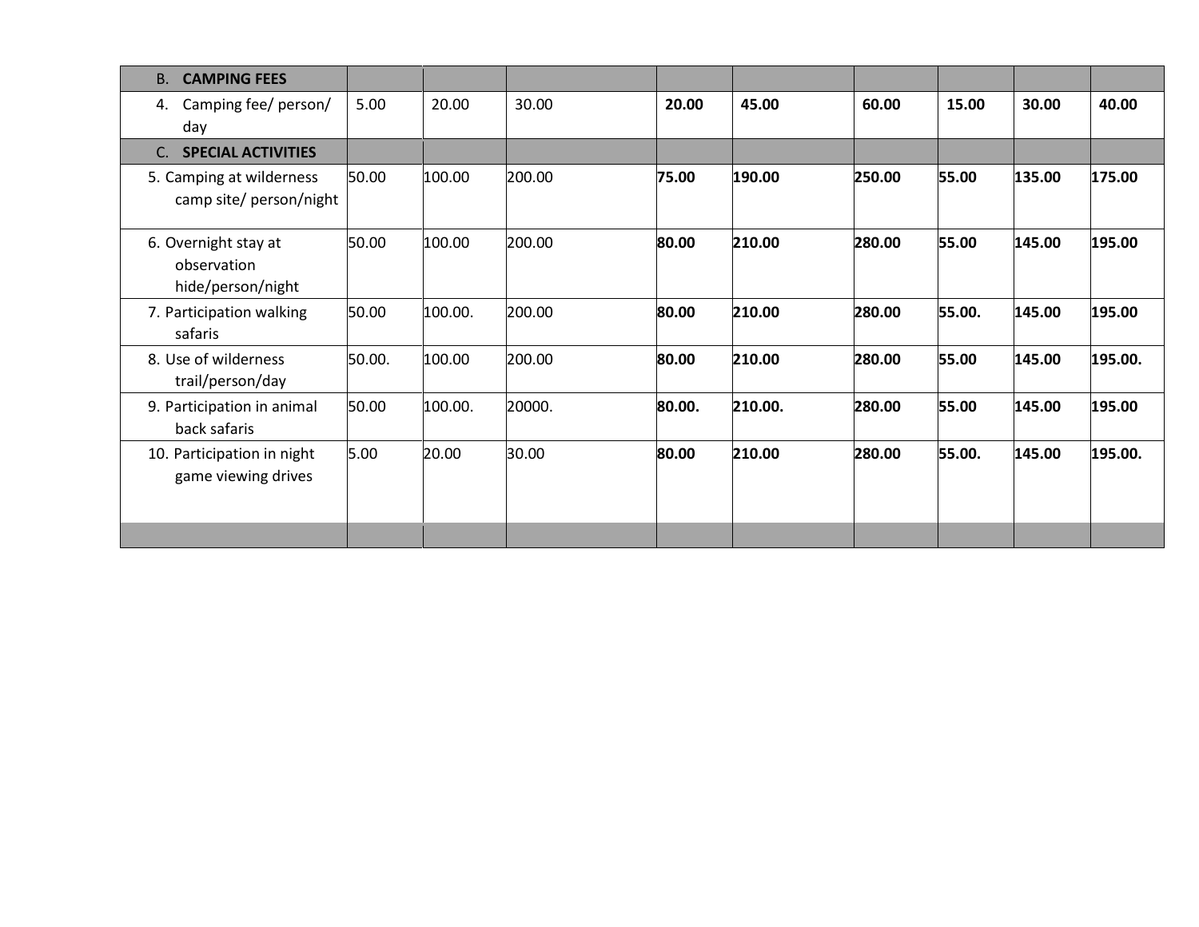| B. **CAMPING FEES** | | | | | | | | | |
|---|---|---|---|---|---|---|---|---|---|
| 4. Camping fee/ person/ day | 5.00 | 20.00 | 30.00 | **20.00** | **45.00** | **60.00** | **15.00** | **30.00** | **40.00** |
| C. **SPECIAL ACTIVITIES** | | | | | | | | | |
| 5. Camping at wilderness camp site/ person/night | 50.00 | 100.00 | 200.00 | **75.00** | **190.00** | **250.00** | **55.00** | **135.00** | **175.00** |
| 6. Overnight stay at observation hide/person/night | 50.00 | 100.00 | 200.00 | **80.00** | **210.00** | **280.00** | **55.00** | **145.00** | **195.00** |
| 7. Participation walking safaris | 50.00 | 100.00. | 200.00 | **80.00** | **210.00** | **280.00** | **55.00.** | **145.00** | **195.00** |
| 8. Use of wilderness trail/person/day | 50.00. | 100.00 | 200.00 | **80.00** | **210.00** | **280.00** | **55.00** | **145.00** | **195.00.** |
| 9. Participation in animal back safaris | 50.00 | 100.00. | 20000. | **80.00.** | **210.00.** | **280.00** | **55.00** | **145.00** | **195.00** |
| 10. Participation in night game viewing drives | 5.00 | 20.00 | 30.00 | **80.00** | **210.00** | **280.00** | **55.00.** | **145.00** | **195.00.** |
| | | | | | | | | | |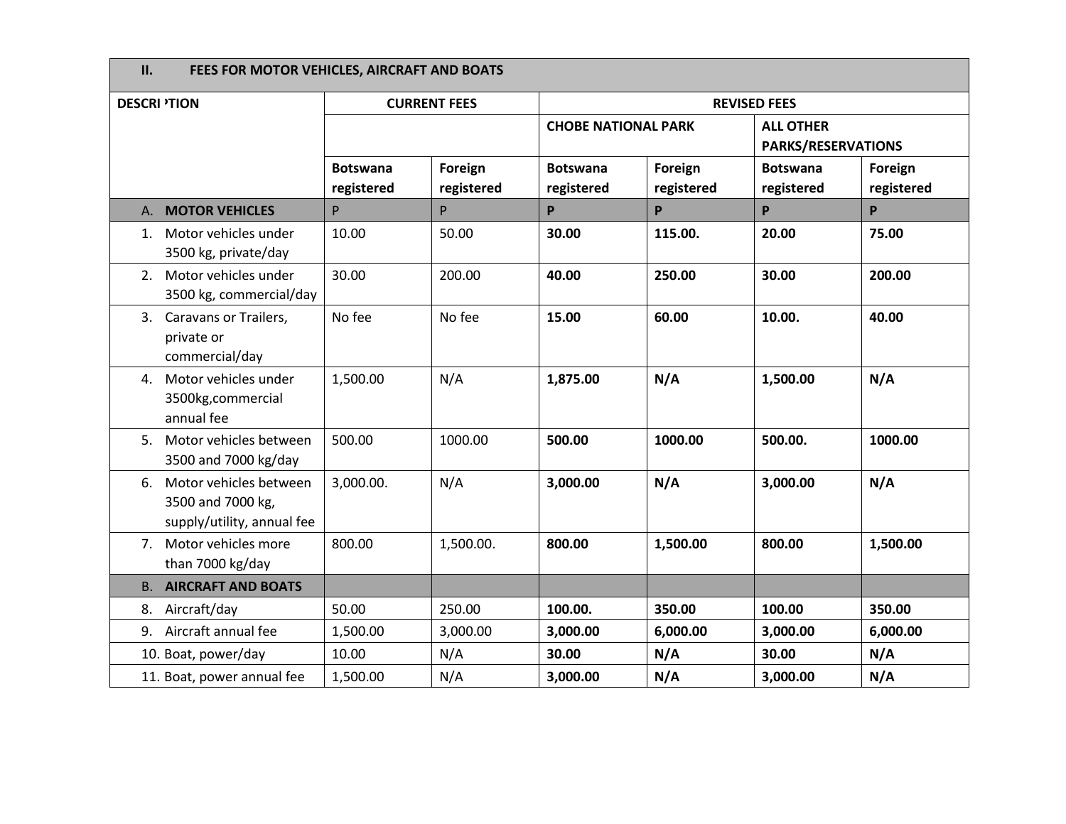| II. FEES FOR MOTOR VEHICLES, AIRCRAFT AND BOATS | | | | | | |
|---|---|---|---|---|---|---|
| DESCRI ›TION | CURRENT FEES | | REVISED FEES | | | |
| | | | CHOBE NATIONAL PARK | | ALL OTHER PARKS/RESERVATIONS | |
| | Botswana registered | Foreign registered | Botswana registered | Foreign registered | Botswana registered | Foreign registered |
| A. **MOTOR VEHICLES** | P | P | **P** | **P** | **P** | **P** |
| 1. Motor vehicles under 3500 kg, private/day | 10.00 | 50.00 | **30.00** | **115.00.** | **20.00** | **75.00** |
| 2. Motor vehicles under 3500 kg, commercial/day | 30.00 | 200.00 | **40.00** | **250.00** | **30.00** | **200.00** |
| 3. Caravans or Trailers, private or commercial/day | No fee | No fee | **15.00** | **60.00** | **10.00.** | **40.00** |
| 4. Motor vehicles under 3500kg,commercial annual fee | 1,500.00 | N/A | **1,875.00** | **N/A** | **1,500.00** | **N/A** |
| 5. Motor vehicles between 3500 and 7000 kg/day | 500.00 | 1000.00 | **500.00** | **1000.00** | **500.00.** | **1000.00** |
| 6. Motor vehicles between 3500 and 7000 kg, supply/utility, annual fee | 3,000.00. | N/A | **3,000.00** | **N/A** | **3,000.00** | **N/A** |
| 7. Motor vehicles more than 7000 kg/day | 800.00 | 1,500.00. | **800.00** | **1,500.00** | **800.00** | **1,500.00** |
| B. **AIRCRAFT AND BOATS** | | | | | | |
| 8. Aircraft/day | 50.00 | 250.00 | **100.00.** | **350.00** | **100.00** | **350.00** |
| 9. Aircraft annual fee | 1,500.00 | 3,000.00 | **3,000.00** | **6,000.00** | **3,000.00** | **6,000.00** |
| 10. Boat, power/day | 10.00 | N/A | **30.00** | **N/A** | **30.00** | **N/A** |
| 11. Boat, power annual fee | 1,500.00 | N/A | **3,000.00** | **N/A** | **3,000.00** | **N/A** |